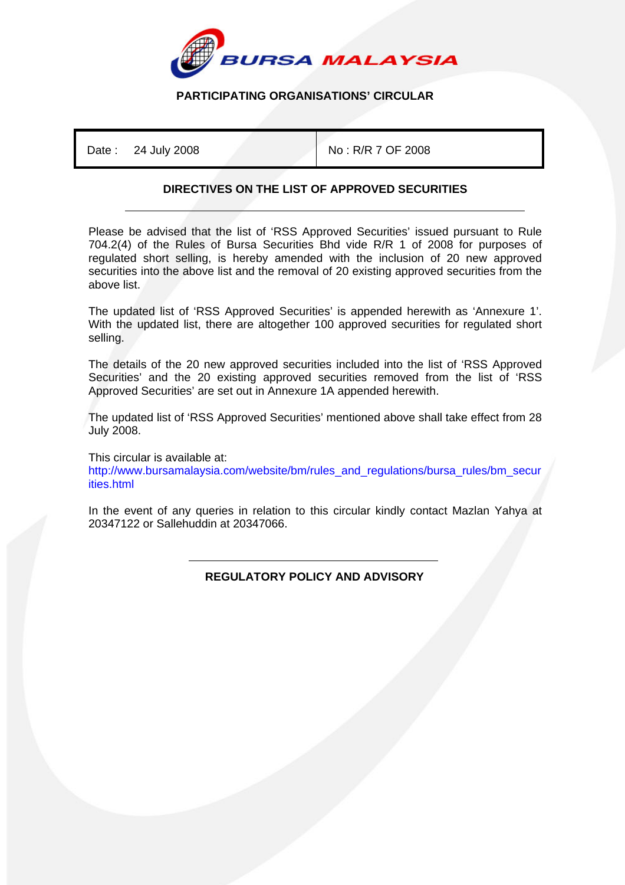**BURSA MALAYSIA**

**PARTICIPATING ORGANISATIONS' CIRCULAR**

| Date : 24 July 2008 | No : R/R 7 OF 2008 |
| --- | --- |

## DIRECTIVES ON THE LIST OF APPROVED SECURITIES

---

Please be advised that the list of 'RSS Approved Securities' issued pursuant to Rule 704.2(4) of the Rules of Bursa Securities Bhd vide R/R 1 of 2008 for purposes of regulated short selling, is hereby amended with the inclusion of 20 new approved securities into the above list and the removal of 20 existing approved securities from the above list.

The updated list of 'RSS Approved Securities' is appended herewith as 'Annexure 1'. With the updated list, there are altogether 100 approved securities for regulated short selling.

The details of the 20 new approved securities included into the list of 'RSS Approved Securities' and the 20 existing approved securities removed from the list of 'RSS Approved Securities' are set out in Annexure 1A appended herewith.

The updated list of 'RSS Approved Securities' mentioned above shall take effect from 28 July 2008.

This circular is available at:
http://www.bursamalaysia.com/website/bm/rules_and_regulations/bursa_rules/bm_securities.html

In the event of any queries in relation to this circular kindly contact Mazlan Yahya at 20347122 or Sallehuddin at 20347066.

---

**REGULATORY POLICY AND ADVISORY**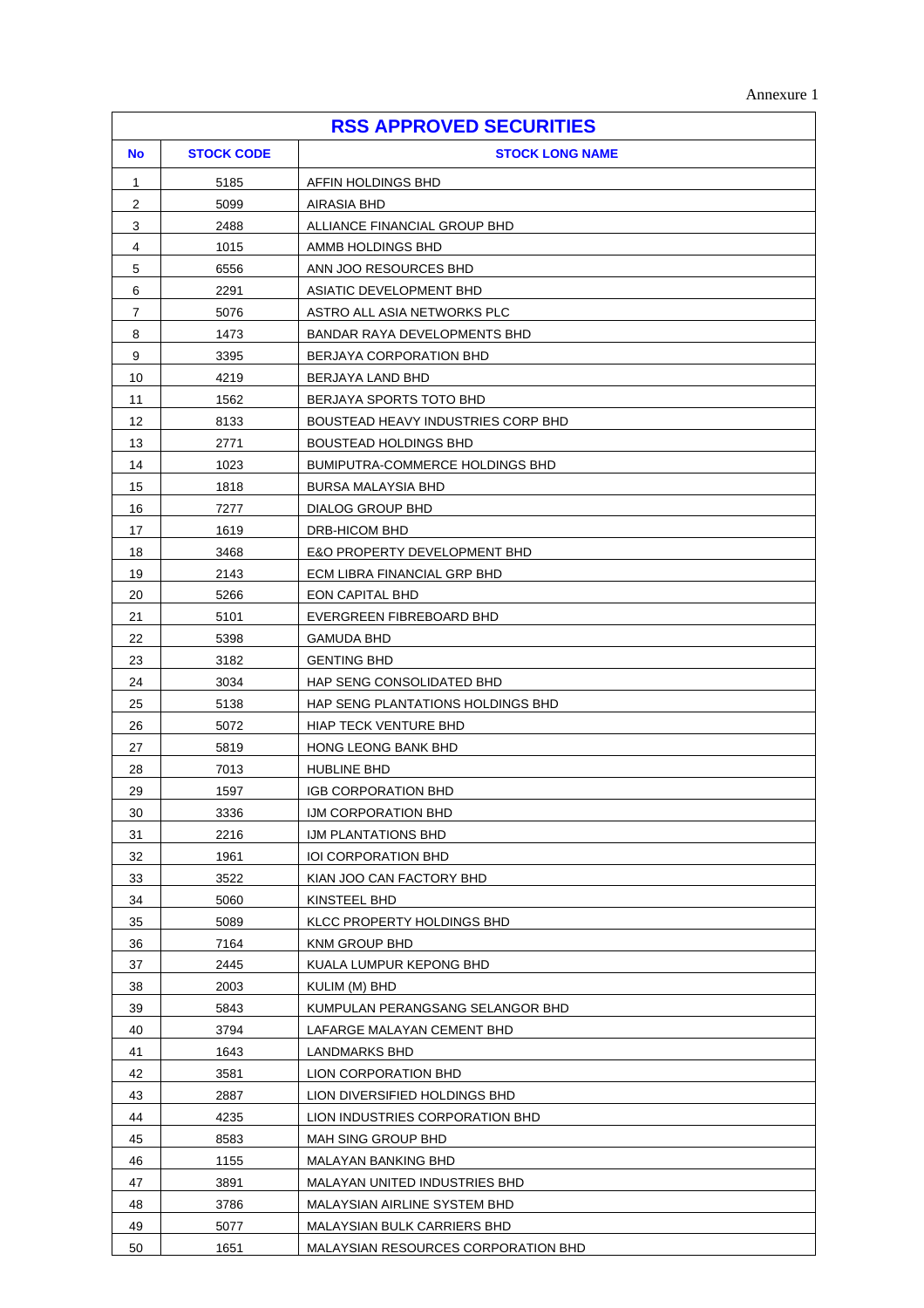Annexure 1

# RSS APPROVED SECURITIES

| No | STOCK CODE | STOCK LONG NAME |
|---|---|---|
| 1 | 5185 | AFFIN HOLDINGS BHD |
| 2 | 5099 | AIRASIA BHD |
| 3 | 2488 | ALLIANCE FINANCIAL GROUP BHD |
| 4 | 1015 | AMMB HOLDINGS BHD |
| 5 | 6556 | ANN JOO RESOURCES BHD |
| 6 | 2291 | ASIATIC DEVELOPMENT BHD |
| 7 | 5076 | ASTRO ALL ASIA NETWORKS PLC |
| 8 | 1473 | BANDAR RAYA DEVELOPMENTS BHD |
| 9 | 3395 | BERJAYA CORPORATION BHD |
| 10 | 4219 | BERJAYA LAND BHD |
| 11 | 1562 | BERJAYA SPORTS TOTO BHD |
| 12 | 8133 | BOUSTEAD HEAVY INDUSTRIES CORP BHD |
| 13 | 2771 | BOUSTEAD HOLDINGS BHD |
| 14 | 1023 | BUMIPUTRA-COMMERCE HOLDINGS BHD |
| 15 | 1818 | BURSA MALAYSIA BHD |
| 16 | 7277 | DIALOG GROUP BHD |
| 17 | 1619 | DRB-HICOM BHD |
| 18 | 3468 | E&O PROPERTY DEVELOPMENT BHD |
| 19 | 2143 | ECM LIBRA FINANCIAL GRP BHD |
| 20 | 5266 | EON CAPITAL BHD |
| 21 | 5101 | EVERGREEN FIBREBOARD BHD |
| 22 | 5398 | GAMUDA BHD |
| 23 | 3182 | GENTING BHD |
| 24 | 3034 | HAP SENG CONSOLIDATED BHD |
| 25 | 5138 | HAP SENG PLANTATIONS HOLDINGS BHD |
| 26 | 5072 | HIAP TECK VENTURE BHD |
| 27 | 5819 | HONG LEONG BANK BHD |
| 28 | 7013 | HUBLINE BHD |
| 29 | 1597 | IGB CORPORATION BHD |
| 30 | 3336 | IJM CORPORATION BHD |
| 31 | 2216 | IJM PLANTATIONS BHD |
| 32 | 1961 | IOI CORPORATION BHD |
| 33 | 3522 | KIAN JOO CAN FACTORY BHD |
| 34 | 5060 | KINSTEEL BHD |
| 35 | 5089 | KLCC PROPERTY HOLDINGS BHD |
| 36 | 7164 | KNM GROUP BHD |
| 37 | 2445 | KUALA LUMPUR KEPONG BHD |
| 38 | 2003 | KULIM (M) BHD |
| 39 | 5843 | KUMPULAN PERANGSANG SELANGOR BHD |
| 40 | 3794 | LAFARGE MALAYAN CEMENT BHD |
| 41 | 1643 | LANDMARKS BHD |
| 42 | 3581 | LION CORPORATION BHD |
| 43 | 2887 | LION DIVERSIFIED HOLDINGS BHD |
| 44 | 4235 | LION INDUSTRIES CORPORATION BHD |
| 45 | 8583 | MAH SING GROUP BHD |
| 46 | 1155 | MALAYAN BANKING BHD |
| 47 | 3891 | MALAYAN UNITED INDUSTRIES BHD |
| 48 | 3786 | MALAYSIAN AIRLINE SYSTEM BHD |
| 49 | 5077 | MALAYSIAN BULK CARRIERS BHD |
| 50 | 1651 | MALAYSIAN RESOURCES CORPORATION BHD |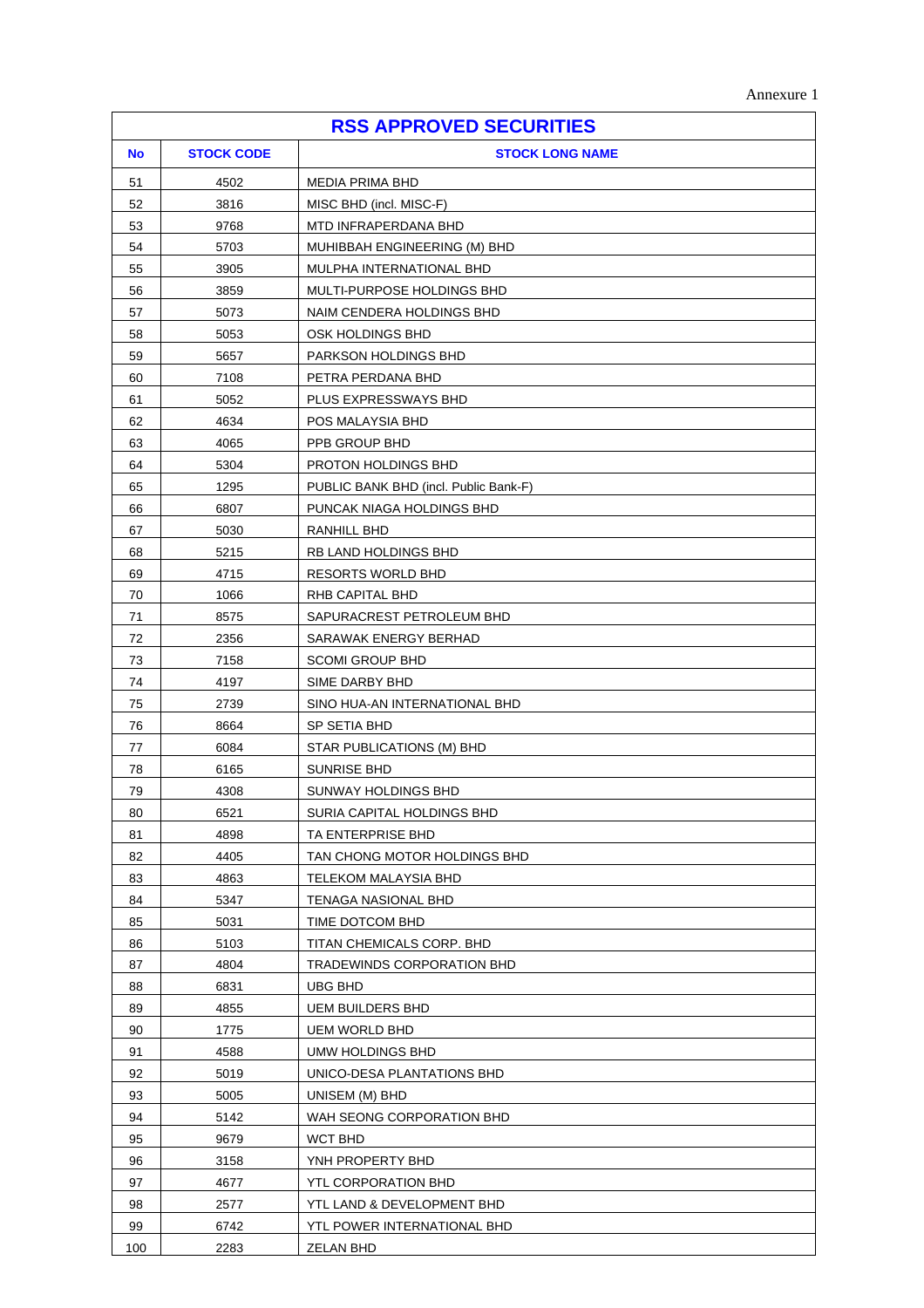Annexure 1

| RSS APPROVED SECURITIES | | |
|---|---|---|
| **No** | **STOCK CODE** | **STOCK LONG NAME** |
| 51 | 4502 | MEDIA PRIMA BHD |
| 52 | 3816 | MISC BHD (incl. MISC-F) |
| 53 | 9768 | MTD INFRAPERDANA BHD |
| 54 | 5703 | MUHIBBAH ENGINEERING (M) BHD |
| 55 | 3905 | MULPHA INTERNATIONAL BHD |
| 56 | 3859 | MULTI-PURPOSE HOLDINGS BHD |
| 57 | 5073 | NAIM CENDERA HOLDINGS BHD |
| 58 | 5053 | OSK HOLDINGS BHD |
| 59 | 5657 | PARKSON HOLDINGS BHD |
| 60 | 7108 | PETRA PERDANA BHD |
| 61 | 5052 | PLUS EXPRESSWAYS BHD |
| 62 | 4634 | POS MALAYSIA BHD |
| 63 | 4065 | PPB GROUP BHD |
| 64 | 5304 | PROTON HOLDINGS BHD |
| 65 | 1295 | PUBLIC BANK BHD (incl. Public Bank-F) |
| 66 | 6807 | PUNCAK NIAGA HOLDINGS BHD |
| 67 | 5030 | RANHILL BHD |
| 68 | 5215 | RB LAND HOLDINGS BHD |
| 69 | 4715 | RESORTS WORLD BHD |
| 70 | 1066 | RHB CAPITAL BHD |
| 71 | 8575 | SAPURACREST PETROLEUM BHD |
| 72 | 2356 | SARAWAK ENERGY BERHAD |
| 73 | 7158 | SCOMI GROUP BHD |
| 74 | 4197 | SIME DARBY BHD |
| 75 | 2739 | SINO HUA-AN INTERNATIONAL BHD |
| 76 | 8664 | SP SETIA BHD |
| 77 | 6084 | STAR PUBLICATIONS (M) BHD |
| 78 | 6165 | SUNRISE BHD |
| 79 | 4308 | SUNWAY HOLDINGS BHD |
| 80 | 6521 | SURIA CAPITAL HOLDINGS BHD |
| 81 | 4898 | TA ENTERPRISE BHD |
| 82 | 4405 | TAN CHONG MOTOR HOLDINGS BHD |
| 83 | 4863 | TELEKOM MALAYSIA BHD |
| 84 | 5347 | TENAGA NASIONAL BHD |
| 85 | 5031 | TIME DOTCOM BHD |
| 86 | 5103 | TITAN CHEMICALS CORP. BHD |
| 87 | 4804 | TRADEWINDS CORPORATION BHD |
| 88 | 6831 | UBG BHD |
| 89 | 4855 | UEM BUILDERS BHD |
| 90 | 1775 | UEM WORLD BHD |
| 91 | 4588 | UMW HOLDINGS BHD |
| 92 | 5019 | UNICO-DESA PLANTATIONS BHD |
| 93 | 5005 | UNISEM (M) BHD |
| 94 | 5142 | WAH SEONG CORPORATION BHD |
| 95 | 9679 | WCT BHD |
| 96 | 3158 | YNH PROPERTY BHD |
| 97 | 4677 | YTL CORPORATION BHD |
| 98 | 2577 | YTL LAND & DEVELOPMENT BHD |
| 99 | 6742 | YTL POWER INTERNATIONAL BHD |
| 100 | 2283 | ZELAN BHD |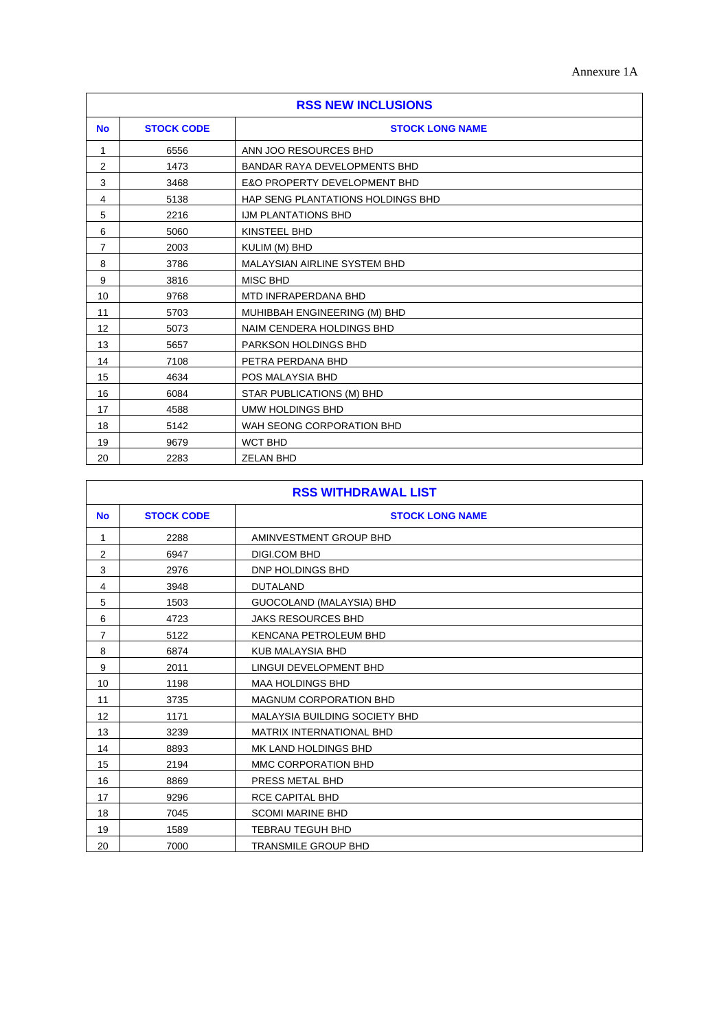Annexure 1A

| RSS NEW INCLUSIONS | | |
|---|---|---|
| **No** | **STOCK CODE** | **STOCK LONG NAME** |
| 1 | 6556 | ANN JOO RESOURCES BHD |
| 2 | 1473 | BANDAR RAYA DEVELOPMENTS BHD |
| 3 | 3468 | E&O PROPERTY DEVELOPMENT BHD |
| 4 | 5138 | HAP SENG PLANTATIONS HOLDINGS BHD |
| 5 | 2216 | IJM PLANTATIONS BHD |
| 6 | 5060 | KINSTEEL BHD |
| 7 | 2003 | KULIM (M) BHD |
| 8 | 3786 | MALAYSIAN AIRLINE SYSTEM BHD |
| 9 | 3816 | MISC BHD |
| 10 | 9768 | MTD INFRAPERDANA BHD |
| 11 | 5703 | MUHIBBAH ENGINEERING (M) BHD |
| 12 | 5073 | NAIM CENDERA HOLDINGS BHD |
| 13 | 5657 | PARKSON HOLDINGS BHD |
| 14 | 7108 | PETRA PERDANA BHD |
| 15 | 4634 | POS MALAYSIA BHD |
| 16 | 6084 | STAR PUBLICATIONS (M) BHD |
| 17 | 4588 | UMW HOLDINGS BHD |
| 18 | 5142 | WAH SEONG CORPORATION BHD |
| 19 | 9679 | WCT BHD |
| 20 | 2283 | ZELAN BHD |

| RSS WITHDRAWAL LIST | | |
|---|---|---|
| **No** | **STOCK CODE** | **STOCK LONG NAME** |
| 1 | 2288 | AMINVESTMENT GROUP BHD |
| 2 | 6947 | DIGI.COM BHD |
| 3 | 2976 | DNP HOLDINGS BHD |
| 4 | 3948 | DUTALAND |
| 5 | 1503 | GUOCOLAND (MALAYSIA) BHD |
| 6 | 4723 | JAKS RESOURCES BHD |
| 7 | 5122 | KENCANA PETROLEUM BHD |
| 8 | 6874 | KUB MALAYSIA BHD |
| 9 | 2011 | LINGUI DEVELOPMENT BHD |
| 10 | 1198 | MAA HOLDINGS BHD |
| 11 | 3735 | MAGNUM CORPORATION BHD |
| 12 | 1171 | MALAYSIA BUILDING SOCIETY BHD |
| 13 | 3239 | MATRIX INTERNATIONAL BHD |
| 14 | 8893 | MK LAND HOLDINGS BHD |
| 15 | 2194 | MMC CORPORATION BHD |
| 16 | 8869 | PRESS METAL BHD |
| 17 | 9296 | RCE CAPITAL BHD |
| 18 | 7045 | SCOMI MARINE BHD |
| 19 | 1589 | TEBRAU TEGUH BHD |
| 20 | 7000 | TRANSMILE GROUP BHD |